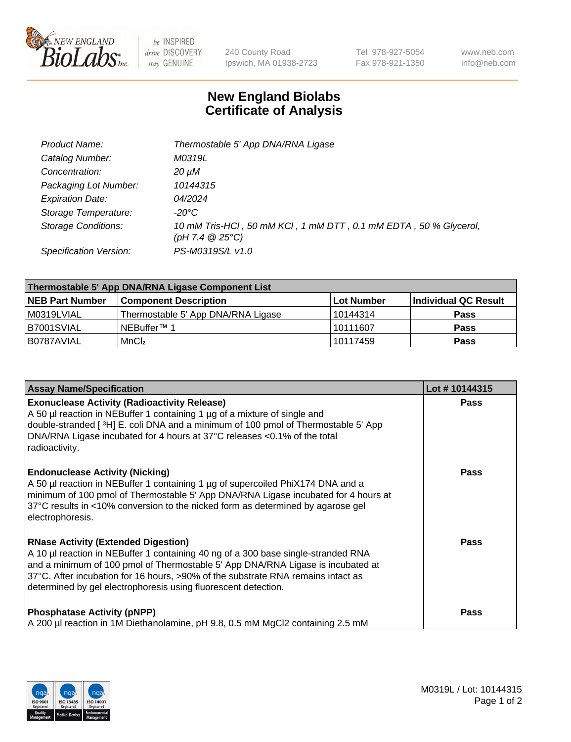# New England Biolabs
# Certificate of Analysis

| | |
|---|---|
| *Product Name:* | *Thermostable 5' App DNA/RNA Ligase* |
| *Catalog Number:* | *M0319L* |
| *Concentration:* | *20 µM* |
| *Packaging Lot Number:* | *10144315* |
| *Expiration Date:* | *04/2024* |
| *Storage Temperature:* | *-20°C* |
| *Storage Conditions:* | *10 mM Tris-HCl , 50 mM KCl , 1 mM DTT , 0.1 mM EDTA , 50 % Glycerol, (pH 7.4 @ 25°C)* |
| *Specification Version:* | *PS-M0319S/L v1.0* |

| Thermostable 5' App DNA/RNA Ligase Component List | | | |
|---|---|---|---|
| **NEB Part Number** | **Component Description** | **Lot Number** | **Individual QC Result** |
| M0319LVIAL | Thermostable 5' App DNA/RNA Ligase | 10144314 | **Pass** |
| B7001SVIAL | NEBuffer™ 1 | 10111607 | **Pass** |
| B0787AVIAL | $MnCl_2$ | 10117459 | **Pass** |

| Assay Name/Specification | Lot # 10144315 |
|---|---|
| **Exonuclease Activity (Radioactivity Release)**<br>A 50 µl reaction in NEBuffer 1 containing 1 µg of a mixture of single and double-stranded [ $^3$H] E. coli DNA and a minimum of 100 pmol of Thermostable 5' App DNA/RNA Ligase incubated for 4 hours at 37°C releases <0.1% of the total radioactivity. | **Pass** |
| **Endonuclease Activity (Nicking)**<br>A 50 µl reaction in NEBuffer 1 containing 1 µg of supercoiled PhiX174 DNA and a minimum of 100 pmol of Thermostable 5' App DNA/RNA Ligase incubated for 4 hours at 37°C results in <10% conversion to the nicked form as determined by agarose gel electrophoresis. | **Pass** |
| **RNase Activity (Extended Digestion)**<br>A 10 µl reaction in NEBuffer 1 containing 40 ng of a 300 base single-stranded RNA and a minimum of 100 pmol of Thermostable 5' App DNA/RNA Ligase is incubated at 37°C. After incubation for 16 hours, >90% of the substrate RNA remains intact as determined by gel electrophoresis using fluorescent detection. | **Pass** |
| **Phosphatase Activity (pNPP)**<br>A 200 µl reaction in 1M Diethanolamine, pH 9.8, 0.5 mM $MgCl_2$ containing 2.5 mM | **Pass** |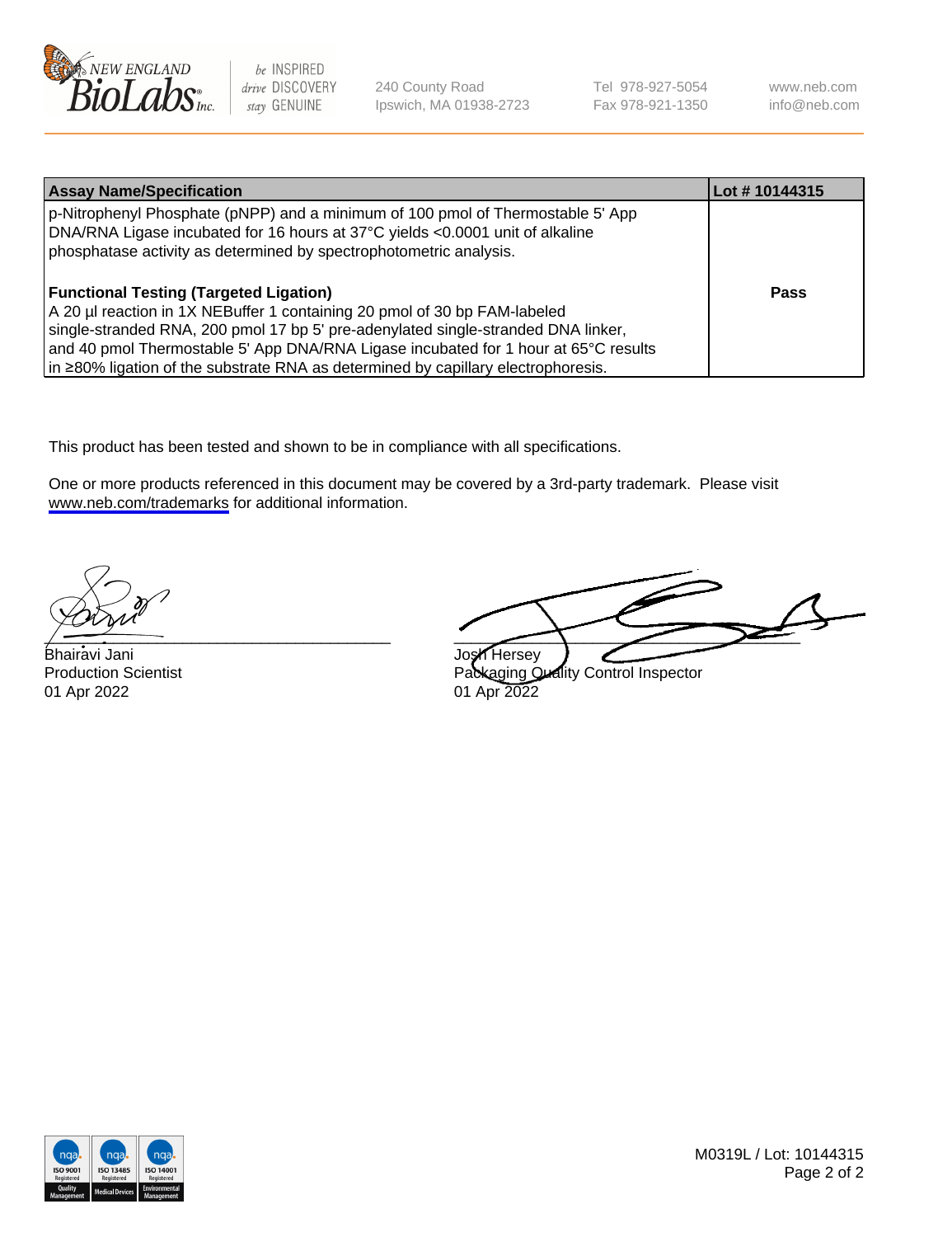| Assay Name/Specification | Lot # 10144315 |
|---|---|
| p-Nitrophenyl Phosphate (pNPP) and a minimum of 100 pmol of Thermostable 5' App DNA/RNA Ligase incubated for 16 hours at 37°C yields <0.0001 unit of alkaline phosphatase activity as determined by spectrophotometric analysis. | |
| **Functional Testing (Targeted Ligation)** A 20 µl reaction in 1X NEBuffer 1 containing 20 pmol of 30 bp FAM-labeled single-stranded RNA, 200 pmol 17 bp 5' pre-adenylated single-stranded DNA linker, and 40 pmol Thermostable 5' App DNA/RNA Ligase incubated for 1 hour at 65°C results in ≥80% ligation of the substrate RNA as determined by capillary electrophoresis. | **Pass** |

This product has been tested and shown to be in compliance with all specifications.

One or more products referenced in this document may be covered by a 3rd-party trademark. Please visit www.neb.com/trademarks for additional information.

Bhairavi Jani
Production Scientist
01 Apr 2022

Josh Hersey
Packaging Quality Control Inspector
01 Apr 2022

M0319L / Lot: 10144315